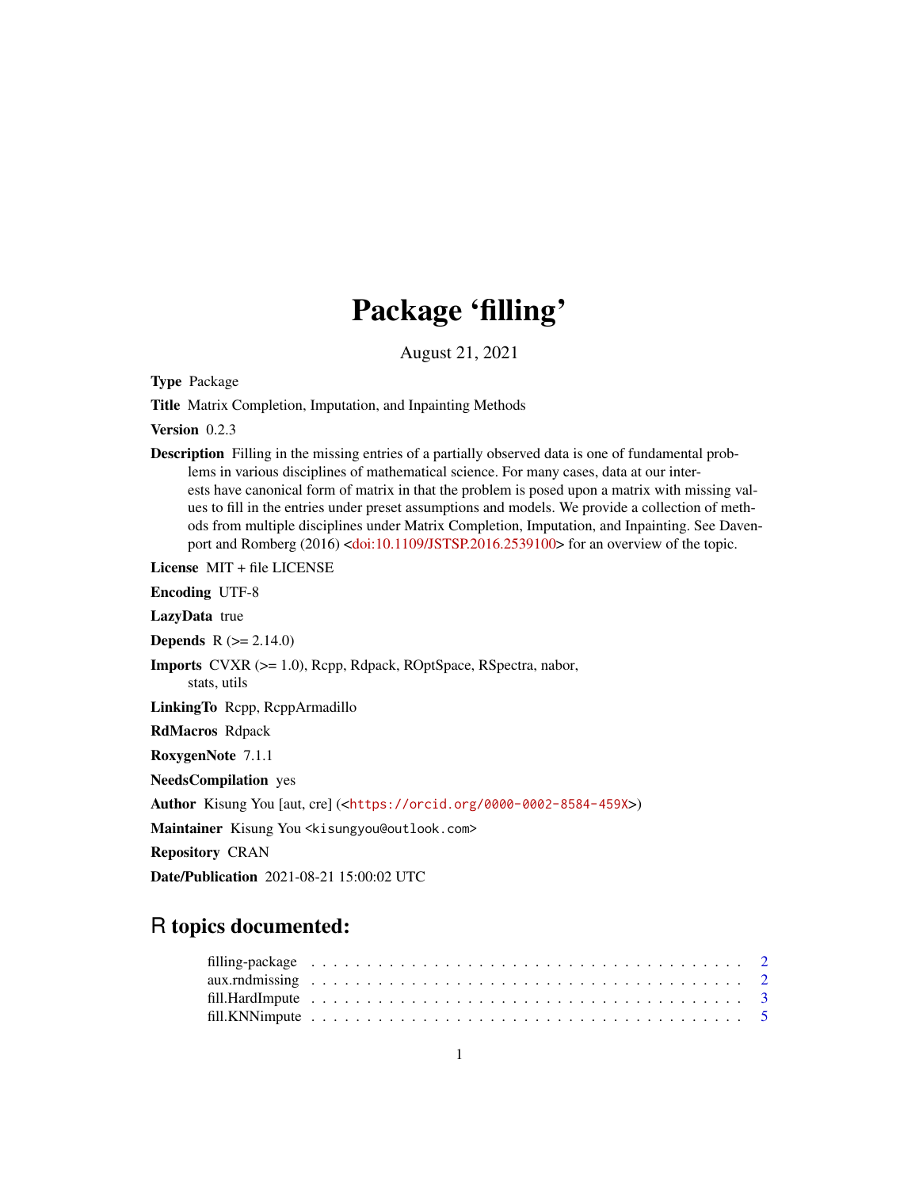# Package 'filling'

August 21, 2021

**Type** Package

**Title** Matrix Completion, Imputation, and Inpainting Methods

**Version** 0.2.3

**Description** Filling in the missing entries of a partially observed data is one of fundamental problems in various disciplines of mathematical science. For many cases, data at our interests have canonical form of matrix in that the problem is posed upon a matrix with missing values to fill in the entries under preset assumptions and models. We provide a collection of methods from multiple disciplines under Matrix Completion, Imputation, and Inpainting. See Davenport and Romberg (2016) <doi:10.1109/JSTSP.2016.2539100> for an overview of the topic.

**License** MIT + file LICENSE

**Encoding** UTF-8

**LazyData** true

**Depends** R (>= 2.14.0)

**Imports** CVXR (>= 1.0), Rcpp, Rdpack, ROptSpace, RSpectra, nabor, stats, utils

**LinkingTo** Rcpp, RcppArmadillo

**RdMacros** Rdpack

**RoxygenNote** 7.1.1

**NeedsCompilation** yes

**Author** Kisung You [aut, cre] (<https://orcid.org/0000-0002-8584-459X>)

**Maintainer** Kisung You <kisungyou@outlook.com>

**Repository** CRAN

**Date/Publication** 2021-08-21 15:00:02 UTC

## R topics documented:

- filling-package . . . . . . . . . . . . . . . . . . . . . . . . . . . . . . . . . . . . . . . 2
- aux.rndmissing . . . . . . . . . . . . . . . . . . . . . . . . . . . . . . . . . . . . . . . 2
- fill.HardImpute . . . . . . . . . . . . . . . . . . . . . . . . . . . . . . . . . . . . . . . 3
- fill.KNNimpute . . . . . . . . . . . . . . . . . . . . . . . . . . . . . . . . . . . . . . . 5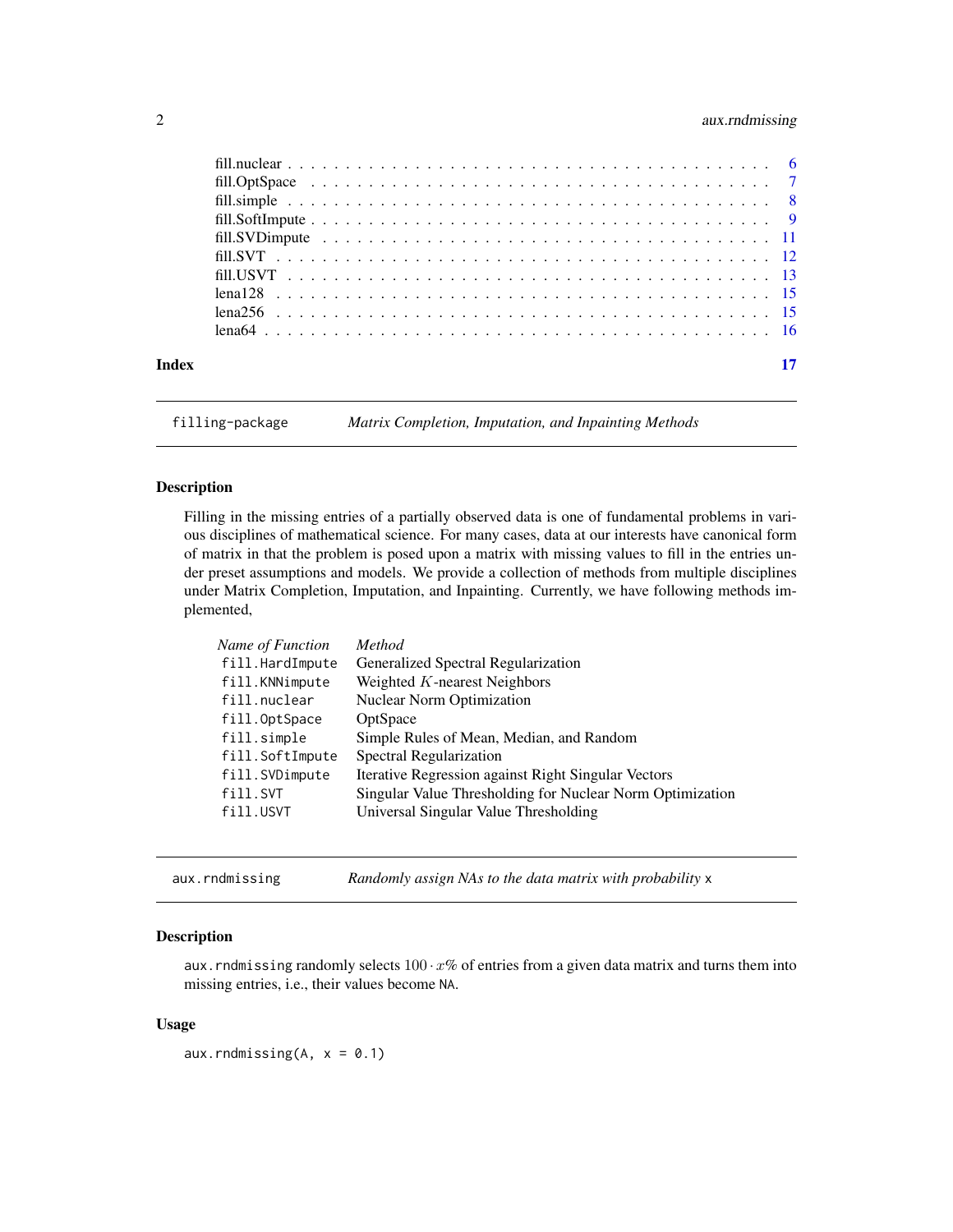| | |
|---|---|
| fill.nuclear | 6 |
| fill.OptSpace | 7 |
| fill.simple | 8 |
| fill.SoftImpute | 9 |
| fill.SVDimpute | 11 |
| fill.SVT | 12 |
| fill.USVT | 13 |
| lena128 | 15 |
| lena256 | 15 |
| lena64 | 16 |

**Index** **17**

---

`filling-package` *Matrix Completion, Imputation, and Inpainting Methods*

---

## Description

Filling in the missing entries of a partially observed data is one of fundamental problems in various disciplines of mathematical science. For many cases, data at our interests have canonical form of matrix in that the problem is posed upon a matrix with missing values to fill in the entries under preset assumptions and models. We provide a collection of methods from multiple disciplines under Matrix Completion, Imputation, and Inpainting. Currently, we have following methods implemented,

| *Name of Function* | *Method* |
|---|---|
| `fill.HardImpute` | Generalized Spectral Regularization |
| `fill.KNNimpute` | Weighted $K$-nearest Neighbors |
| `fill.nuclear` | Nuclear Norm Optimization |
| `fill.OptSpace` | OptSpace |
| `fill.simple` | Simple Rules of Mean, Median, and Random |
| `fill.SoftImpute` | Spectral Regularization |
| `fill.SVDimpute` | Iterative Regression against Right Singular Vectors |
| `fill.SVT` | Singular Value Thresholding for Nuclear Norm Optimization |
| `fill.USVT` | Universal Singular Value Thresholding |

---

`aux.rndmissing` *Randomly assign NAs to the data matrix with probability* `x`

---

## Description

`aux.rndmissing` randomly selects $100 \cdot x\%$ of entries from a given data matrix and turns them into missing entries, i.e., their values become `NA`.

## Usage

```
aux.rndmissing(A, x = 0.1)
```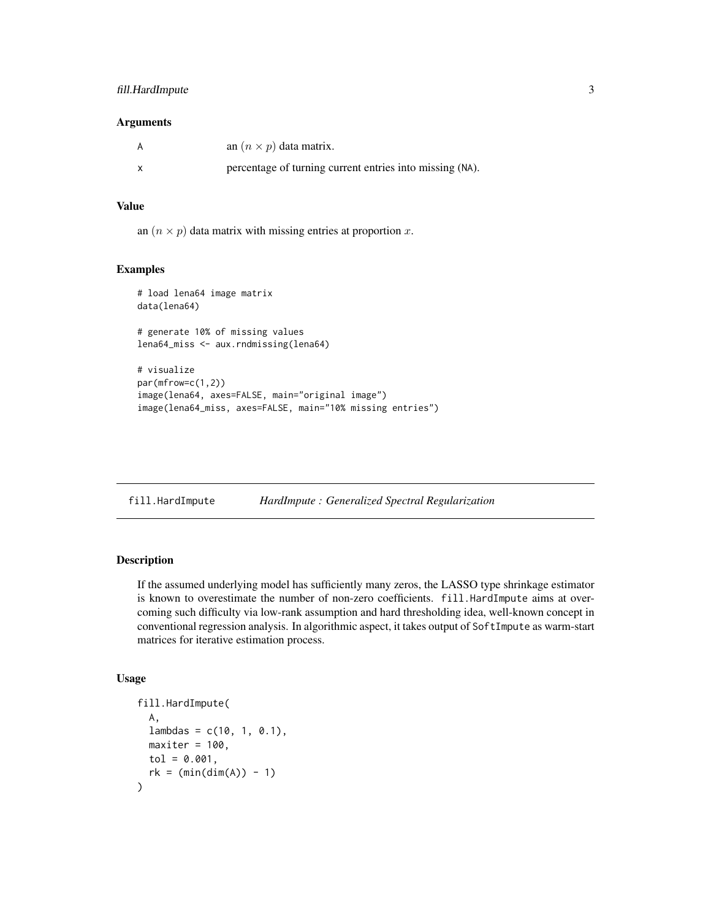### Arguments

| | |
|---|---|
| A | an $(n \times p)$ data matrix. |
| x | percentage of turning current entries into missing (NA). |

### Value

an $(n \times p)$ data matrix with missing entries at proportion $x$.

### Examples

```
# load lena64 image matrix
data(lena64)

# generate 10% of missing values
lena64_miss <- aux.rndmissing(lena64)

# visualize
par(mfrow=c(1,2))
image(lena64, axes=FALSE, main="original image")
image(lena64_miss, axes=FALSE, main="10% missing entries")
```

---

## fill.HardImpute — *HardImpute : Generalized Spectral Regularization*

---

### Description

If the assumed underlying model has sufficiently many zeros, the LASSO type shrinkage estimator is known to overestimate the number of non-zero coefficients. fill.HardImpute aims at overcoming such difficulty via low-rank assumption and hard thresholding idea, well-known concept in conventional regression analysis. In algorithmic aspect, it takes output of SoftImpute as warm-start matrices for iterative estimation process.

### Usage

```
fill.HardImpute(
  A,
  lambdas = c(10, 1, 0.1),
  maxiter = 100,
  tol = 0.001,
  rk = (min(dim(A)) - 1)
)
```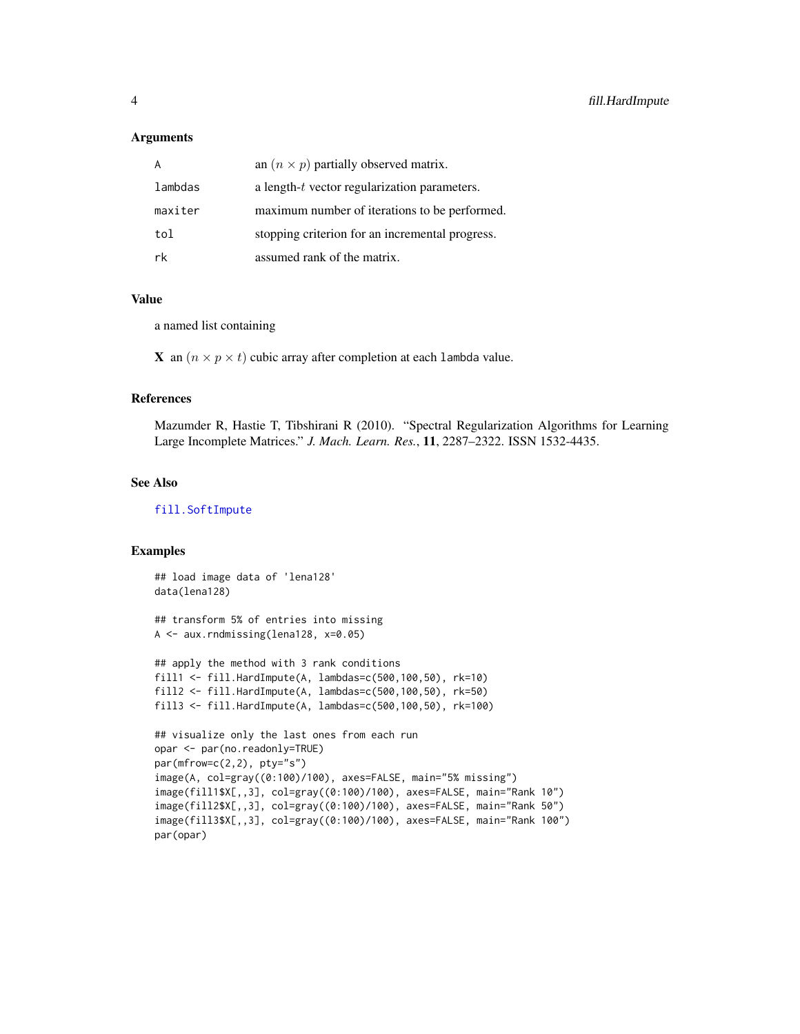### Arguments

| | |
|---|---|
| A | an $(n \times p)$ partially observed matrix. |
| lambdas | a length-$t$ vector regularization parameters. |
| maxiter | maximum number of iterations to be performed. |
| tol | stopping criterion for an incremental progress. |
| rk | assumed rank of the matrix. |

### Value

a named list containing

**X** an $(n \times p \times t)$ cubic array after completion at each `lambda` value.

### References

Mazumder R, Hastie T, Tibshirani R (2010). "Spectral Regularization Algorithms for Learning Large Incomplete Matrices." *J. Mach. Learn. Res.*, **11**, 2287–2322. ISSN 1532-4435.

### See Also

fill.SoftImpute

### Examples

```
## load image data of 'lena128'
data(lena128)

## transform 5% of entries into missing
A <- aux.rndmissing(lena128, x=0.05)

## apply the method with 3 rank conditions
fill1 <- fill.HardImpute(A, lambdas=c(500,100,50), rk=10)
fill2 <- fill.HardImpute(A, lambdas=c(500,100,50), rk=50)
fill3 <- fill.HardImpute(A, lambdas=c(500,100,50), rk=100)

## visualize only the last ones from each run
opar <- par(no.readonly=TRUE)
par(mfrow=c(2,2), pty="s")
image(A, col=gray((0:100)/100), axes=FALSE, main="5% missing")
image(fill1$X[,,3], col=gray((0:100)/100), axes=FALSE, main="Rank 10")
image(fill2$X[,,3], col=gray((0:100)/100), axes=FALSE, main="Rank 50")
image(fill3$X[,,3], col=gray((0:100)/100), axes=FALSE, main="Rank 100")
par(opar)
```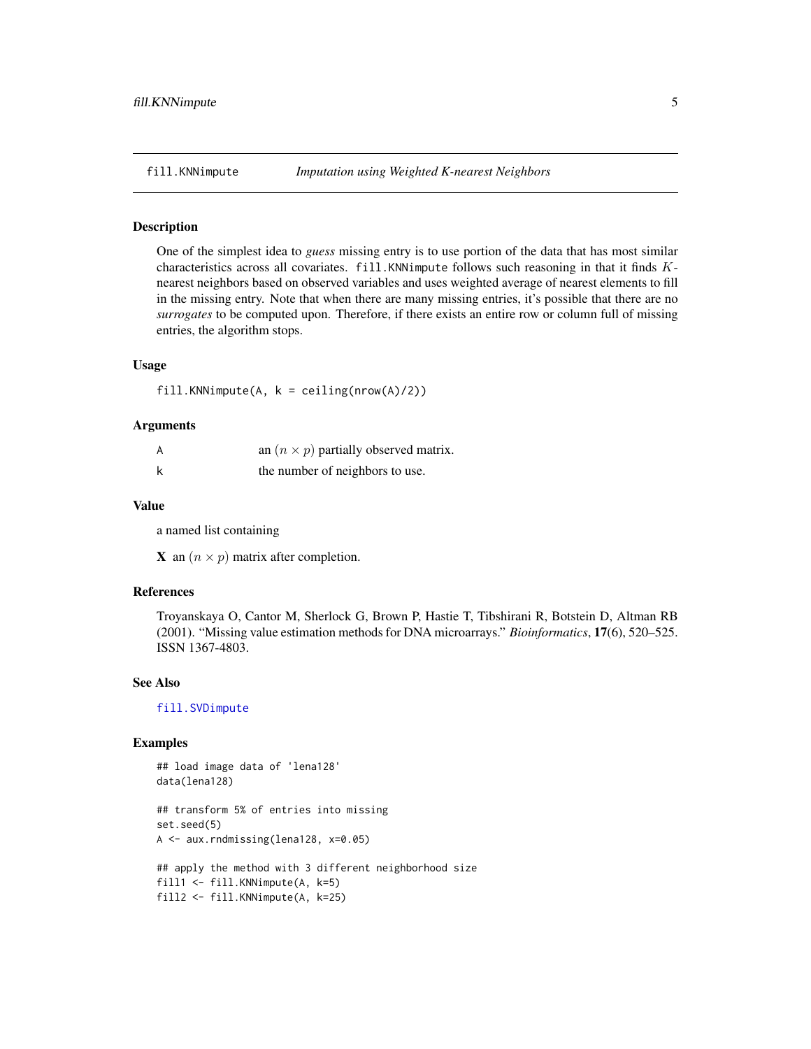fill.KNNimpute *Imputation using Weighted K-nearest Neighbors*

## Description

One of the simplest idea to *guess* missing entry is to use portion of the data that has most similar characteristics across all covariates. `fill.KNNimpute` follows such reasoning in that it finds $K$-nearest neighbors based on observed variables and uses weighted average of nearest elements to fill in the missing entry. Note that when there are many missing entries, it's possible that there are no *surrogates* to be computed upon. Therefore, if there exists an entire row or column full of missing entries, the algorithm stops.

## Usage

```
fill.KNNimpute(A, k = ceiling(nrow(A)/2))
```

## Arguments

| | |
|---|---|
| A | an $(n \times p)$ partially observed matrix. |
| k | the number of neighbors to use. |

## Value

a named list containing

**X** an $(n \times p)$ matrix after completion.

## References

Troyanskaya O, Cantor M, Sherlock G, Brown P, Hastie T, Tibshirani R, Botstein D, Altman RB (2001). "Missing value estimation methods for DNA microarrays." *Bioinformatics*, **17**(6), 520–525. ISSN 1367-4803.

## See Also

`fill.SVDimpute`

## Examples

```
## load image data of 'lena128'
data(lena128)

## transform 5% of entries into missing
set.seed(5)
A <- aux.rndmissing(lena128, x=0.05)

## apply the method with 3 different neighborhood size
fill1 <- fill.KNNimpute(A, k=5)
fill2 <- fill.KNNimpute(A, k=25)
```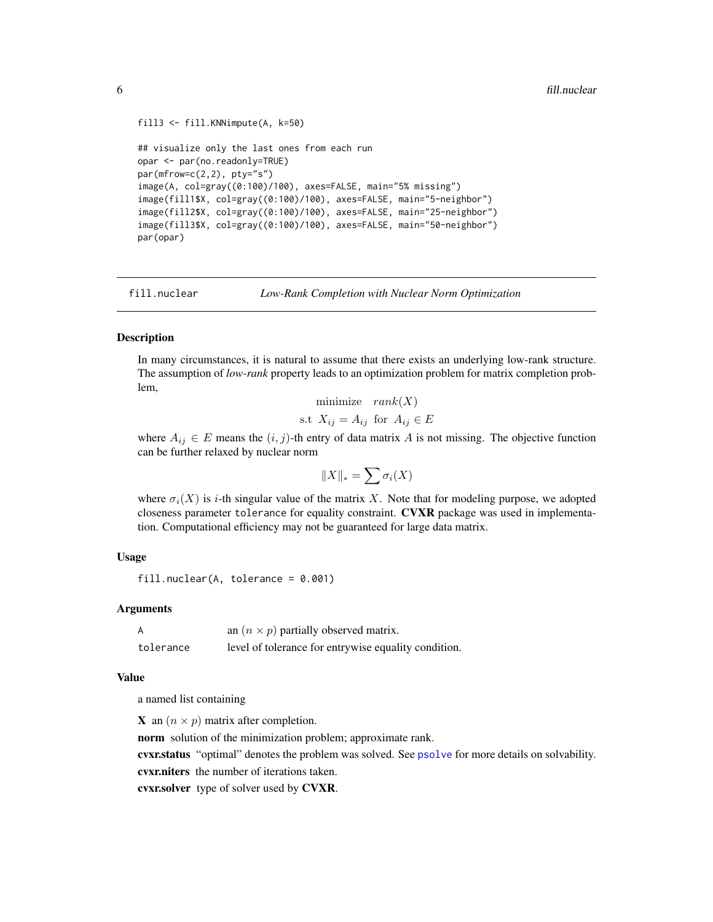```
fill3 <- fill.KNNimpute(A, k=50)

## visualize only the last ones from each run
opar <- par(no.readonly=TRUE)
par(mfrow=c(2,2), pty="s")
image(A, col=gray((0:100)/100), axes=FALSE, main="5% missing")
image(fill1$X, col=gray((0:100)/100), axes=FALSE, main="5-neighbor")
image(fill2$X, col=gray((0:100)/100), axes=FALSE, main="25-neighbor")
image(fill3$X, col=gray((0:100)/100), axes=FALSE, main="50-neighbor")
par(opar)
```

---

## fill.nuclear — *Low-Rank Completion with Nuclear Norm Optimization*

### Description

In many circumstances, it is natural to assume that there exists an underlying low-rank structure. The assumption of *low-rank* property leads to an optimization problem for matrix completion problem,

$$\text{minimize} \quad rank(X)$$
$$\text{s.t} \;\; X_{ij} = A_{ij} \;\; \text{for} \;\; A_{ij} \in E$$

where $A_{ij} \in E$ means the $(i, j)$-th entry of data matrix $A$ is not missing. The objective function can be further relaxed by nuclear norm

$$\|X\|_* = \sum \sigma_i(X)$$

where $\sigma_i(X)$ is $i$-th singular value of the matrix $X$. Note that for modeling purpose, we adopted closeness parameter `tolerance` for equality constraint. **CVXR** package was used in implementation. Computational efficiency may not be guaranteed for large data matrix.

### Usage

```
fill.nuclear(A, tolerance = 0.001)
```

### Arguments

| | |
|---|---|
| `A` | an $(n \times p)$ partially observed matrix. |
| `tolerance` | level of tolerance for entrywise equality condition. |

### Value

a named list containing

**X** an $(n \times p)$ matrix after completion.

**norm** solution of the minimization problem; approximate rank.

**cvxr.status** "optimal" denotes the problem was solved. See psolve for more details on solvability.

**cvxr.niters** the number of iterations taken.

**cvxr.solver** type of solver used by **CVXR**.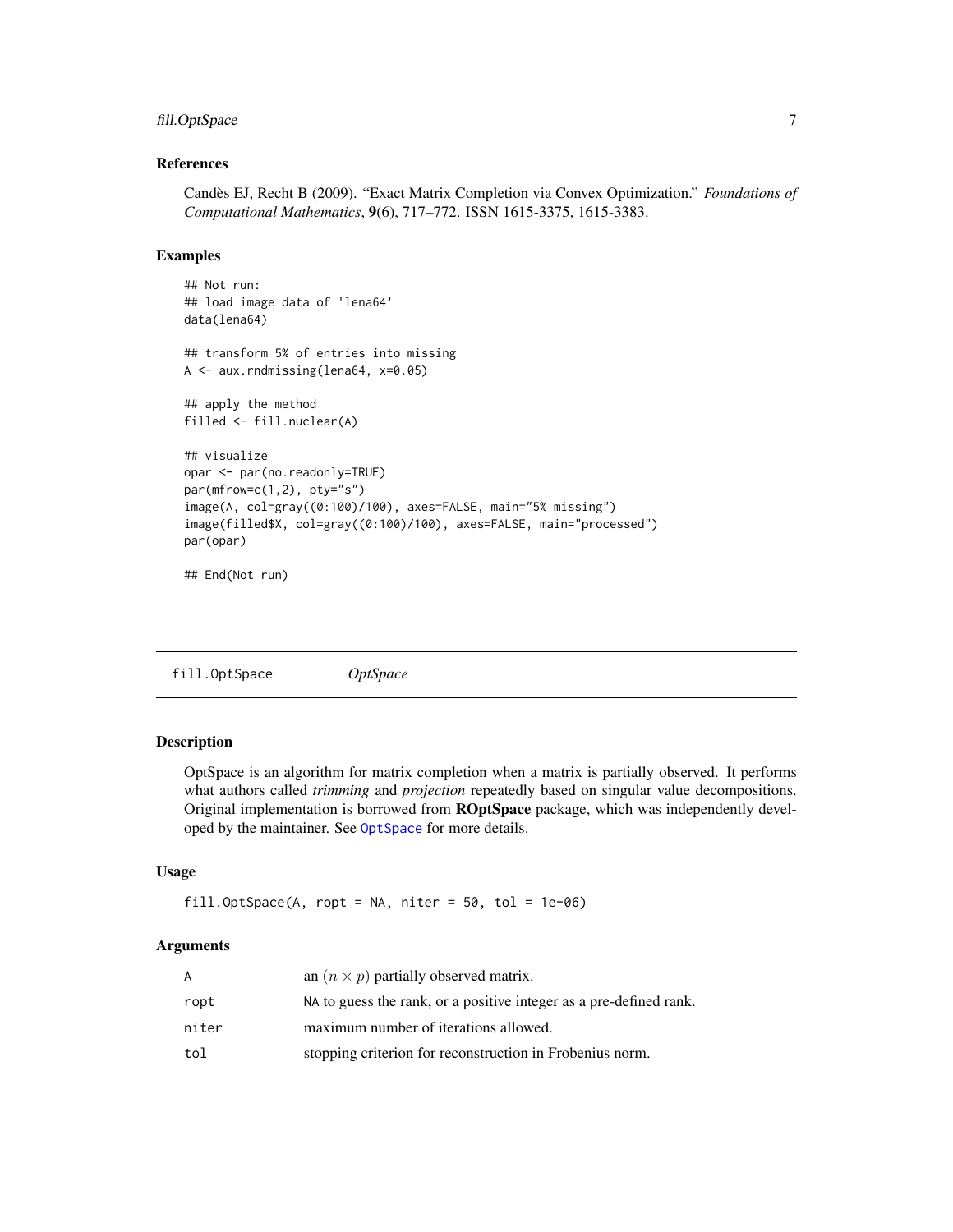### References

Candès EJ, Recht B (2009). "Exact Matrix Completion via Convex Optimization." *Foundations of Computational Mathematics*, **9**(6), 717–772. ISSN 1615-3375, 1615-3383.

### Examples

```
## Not run:
## load image data of 'lena64'
data(lena64)

## transform 5% of entries into missing
A <- aux.rndmissing(lena64, x=0.05)

## apply the method
filled <- fill.nuclear(A)

## visualize
opar <- par(no.readonly=TRUE)
par(mfrow=c(1,2), pty="s")
image(A, col=gray((0:100)/100), axes=FALSE, main="5% missing")
image(filled$X, col=gray((0:100)/100), axes=FALSE, main="processed")
par(opar)

## End(Not run)
```

---

## fill.OptSpace &nbsp;&nbsp;&nbsp;&nbsp; *OptSpace*

---

### Description

OptSpace is an algorithm for matrix completion when a matrix is partially observed. It performs what authors called *trimming* and *projection* repeatedly based on singular value decompositions. Original implementation is borrowed from **ROptSpace** package, which was independently developed by the maintainer. See OptSpace for more details.

### Usage

```
fill.OptSpace(A, ropt = NA, niter = 50, tol = 1e-06)
```

### Arguments

| | |
|---|---|
| A | an $(n \times p)$ partially observed matrix. |
| ropt | NA to guess the rank, or a positive integer as a pre-defined rank. |
| niter | maximum number of iterations allowed. |
| tol | stopping criterion for reconstruction in Frobenius norm. |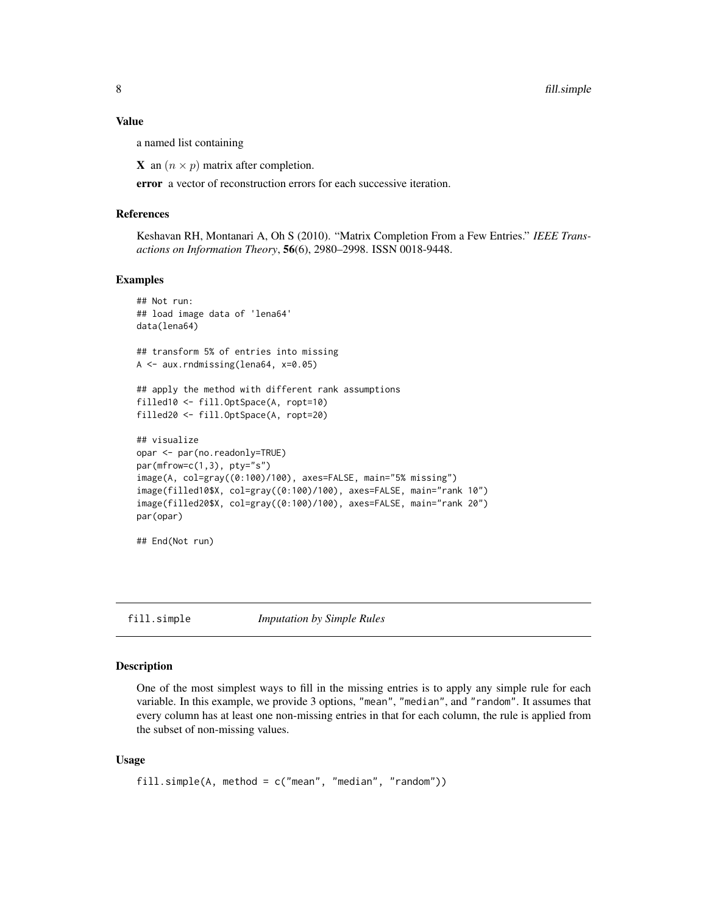### Value

a named list containing

**X** an $(n \times p)$ matrix after completion.

**error** a vector of reconstruction errors for each successive iteration.

### References

Keshavan RH, Montanari A, Oh S (2010). "Matrix Completion From a Few Entries." *IEEE Transactions on Information Theory*, **56**(6), 2980–2998. ISSN 0018-9448.

### Examples

```
## Not run:
## load image data of 'lena64'
data(lena64)

## transform 5% of entries into missing
A <- aux.rndmissing(lena64, x=0.05)

## apply the method with different rank assumptions
filled10 <- fill.OptSpace(A, ropt=10)
filled20 <- fill.OptSpace(A, ropt=20)

## visualize
opar <- par(no.readonly=TRUE)
par(mfrow=c(1,3), pty="s")
image(A, col=gray((0:100)/100), axes=FALSE, main="5% missing")
image(filled10$X, col=gray((0:100)/100), axes=FALSE, main="rank 10")
image(filled20$X, col=gray((0:100)/100), axes=FALSE, main="rank 20")
par(opar)

## End(Not run)
```

## fill.simple *Imputation by Simple Rules*

### Description

One of the most simplest ways to fill in the missing entries is to apply any simple rule for each variable. In this example, we provide 3 options, "mean", "median", and "random". It assumes that every column has at least one non-missing entries in that for each column, the rule is applied from the subset of non-missing values.

### Usage

```
fill.simple(A, method = c("mean", "median", "random"))
```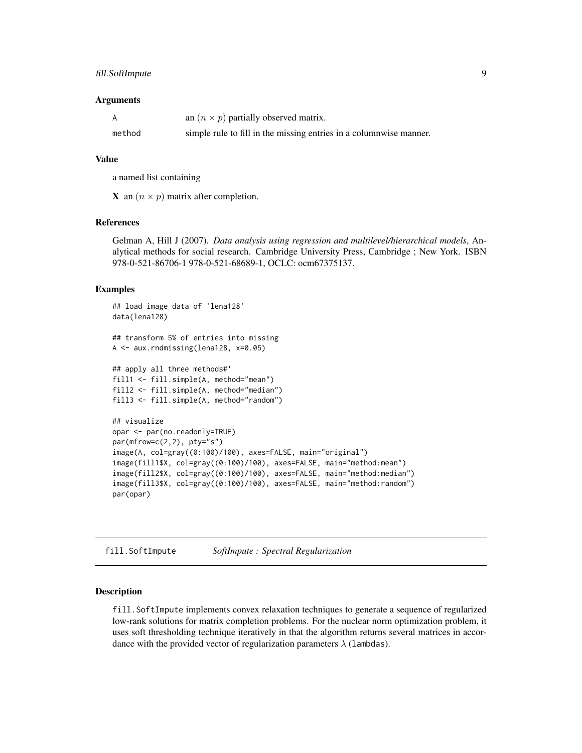### Arguments

| | |
|---|---|
| A | an $(n \times p)$ partially observed matrix. |
| method | simple rule to fill in the missing entries in a columnwise manner. |

### Value

a named list containing

**X** an $(n \times p)$ matrix after completion.

### References

Gelman A, Hill J (2007). *Data analysis using regression and multilevel/hierarchical models*, Analytical methods for social research. Cambridge University Press, Cambridge ; New York. ISBN 978-0-521-86706-1 978-0-521-68689-1, OCLC: ocm67375137.

### Examples

```
## load image data of 'lena128'
data(lena128)

## transform 5% of entries into missing
A <- aux.rndmissing(lena128, x=0.05)

## apply all three methods#'
fill1 <- fill.simple(A, method="mean")
fill2 <- fill.simple(A, method="median")
fill3 <- fill.simple(A, method="random")

## visualize
opar <- par(no.readonly=TRUE)
par(mfrow=c(2,2), pty="s")
image(A, col=gray((0:100)/100), axes=FALSE, main="original")
image(fill1$X, col=gray((0:100)/100), axes=FALSE, main="method:mean")
image(fill2$X, col=gray((0:100)/100), axes=FALSE, main="method:median")
image(fill3$X, col=gray((0:100)/100), axes=FALSE, main="method:random")
par(opar)
```

---

## fill.SoftImpute *SoftImpute : Spectral Regularization*

### Description

fill.SoftImpute implements convex relaxation techniques to generate a sequence of regularized low-rank solutions for matrix completion problems. For the nuclear norm optimization problem, it uses soft thresholding technique iteratively in that the algorithm returns several matrices in accordance with the provided vector of regularization parameters $\lambda$ (lambdas).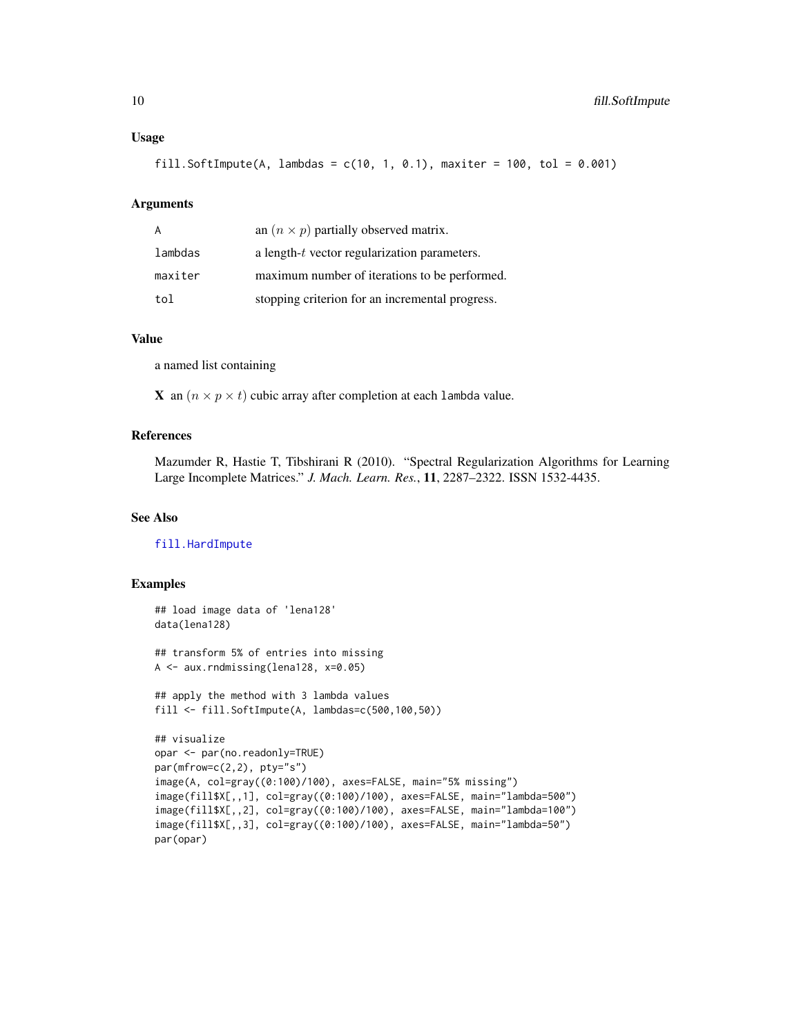### Usage

```
fill.SoftImpute(A, lambdas = c(10, 1, 0.1), maxiter = 100, tol = 0.001)
```

### Arguments

| | |
|---|---|
| `A` | an $(n \times p)$ partially observed matrix. |
| `lambdas` | a length-$t$ vector regularization parameters. |
| `maxiter` | maximum number of iterations to be performed. |
| `tol` | stopping criterion for an incremental progress. |

### Value

a named list containing

**X** an $(n \times p \times t)$ cubic array after completion at each `lambda` value.

### References

Mazumder R, Hastie T, Tibshirani R (2010). "Spectral Regularization Algorithms for Learning Large Incomplete Matrices." *J. Mach. Learn. Res.*, **11**, 2287–2322. ISSN 1532-4435.

### See Also

`fill.HardImpute`

### Examples

```
## load image data of 'lena128'
data(lena128)

## transform 5% of entries into missing
A <- aux.rndmissing(lena128, x=0.05)

## apply the method with 3 lambda values
fill <- fill.SoftImpute(A, lambdas=c(500,100,50))

## visualize
opar <- par(no.readonly=TRUE)
par(mfrow=c(2,2), pty="s")
image(A, col=gray((0:100)/100), axes=FALSE, main="5% missing")
image(fill$X[,,1], col=gray((0:100)/100), axes=FALSE, main="lambda=500")
image(fill$X[,,2], col=gray((0:100)/100), axes=FALSE, main="lambda=100")
image(fill$X[,,3], col=gray((0:100)/100), axes=FALSE, main="lambda=50")
par(opar)
```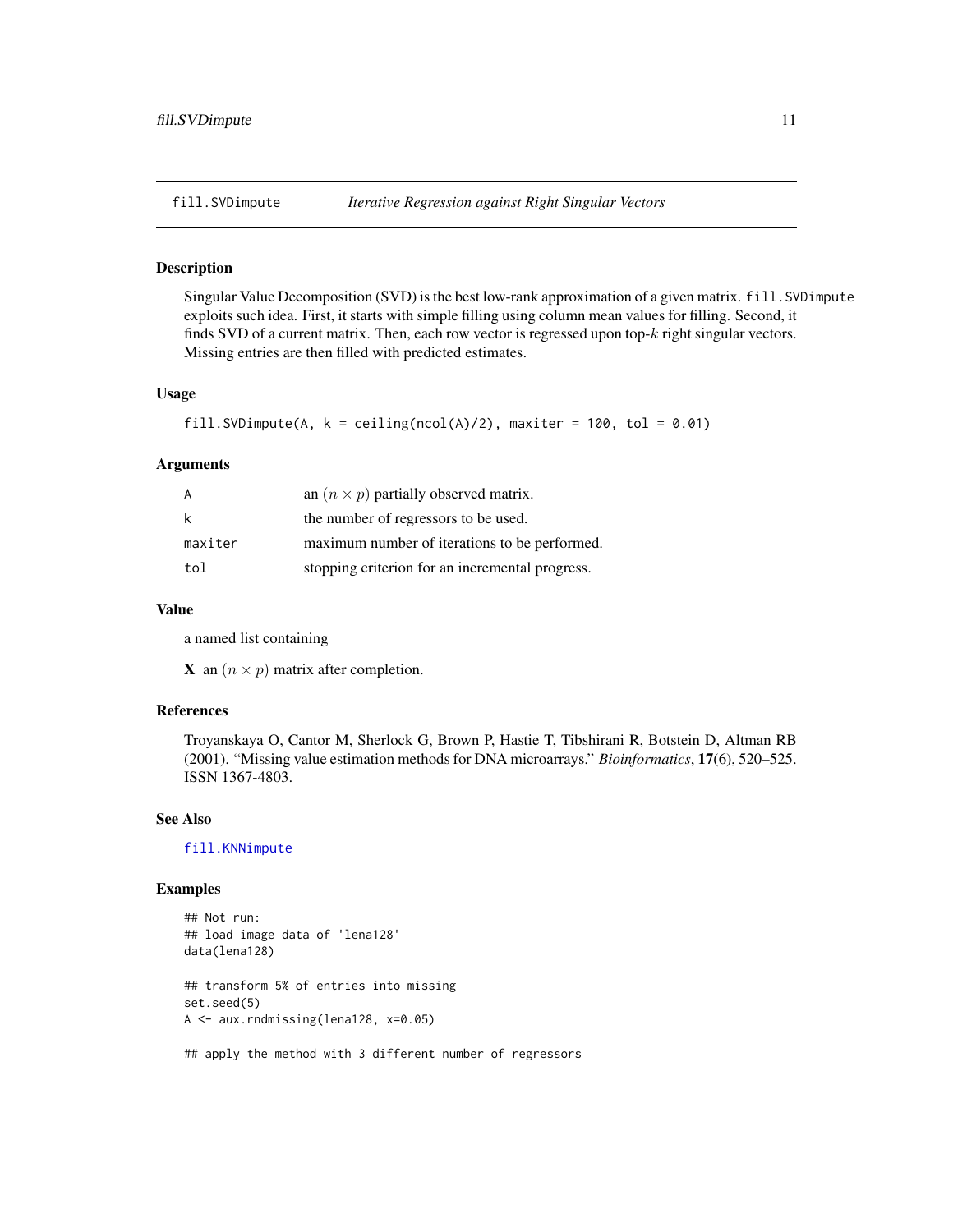# fill.SVDimpute — *Iterative Regression against Right Singular Vectors*

## Description

Singular Value Decomposition (SVD) is the best low-rank approximation of a given matrix. `fill.SVDimpute` exploits such idea. First, it starts with simple filling using column mean values for filling. Second, it finds SVD of a current matrix. Then, each row vector is regressed upon top-$k$ right singular vectors. Missing entries are then filled with predicted estimates.

## Usage

```
fill.SVDimpute(A, k = ceiling(ncol(A)/2), maxiter = 100, tol = 0.01)
```

## Arguments

| | |
|---|---|
| `A` | an $(n \times p)$ partially observed matrix. |
| `k` | the number of regressors to be used. |
| `maxiter` | maximum number of iterations to be performed. |
| `tol` | stopping criterion for an incremental progress. |

## Value

a named list containing

**X** an $(n \times p)$ matrix after completion.

## References

Troyanskaya O, Cantor M, Sherlock G, Brown P, Hastie T, Tibshirani R, Botstein D, Altman RB (2001). "Missing value estimation methods for DNA microarrays." *Bioinformatics*, **17**(6), 520–525. ISSN 1367-4803.

## See Also

`fill.KNNimpute`

## Examples

```
## Not run:
## load image data of 'lena128'
data(lena128)

## transform 5% of entries into missing
set.seed(5)
A <- aux.rndmissing(lena128, x=0.05)

## apply the method with 3 different number of regressors
```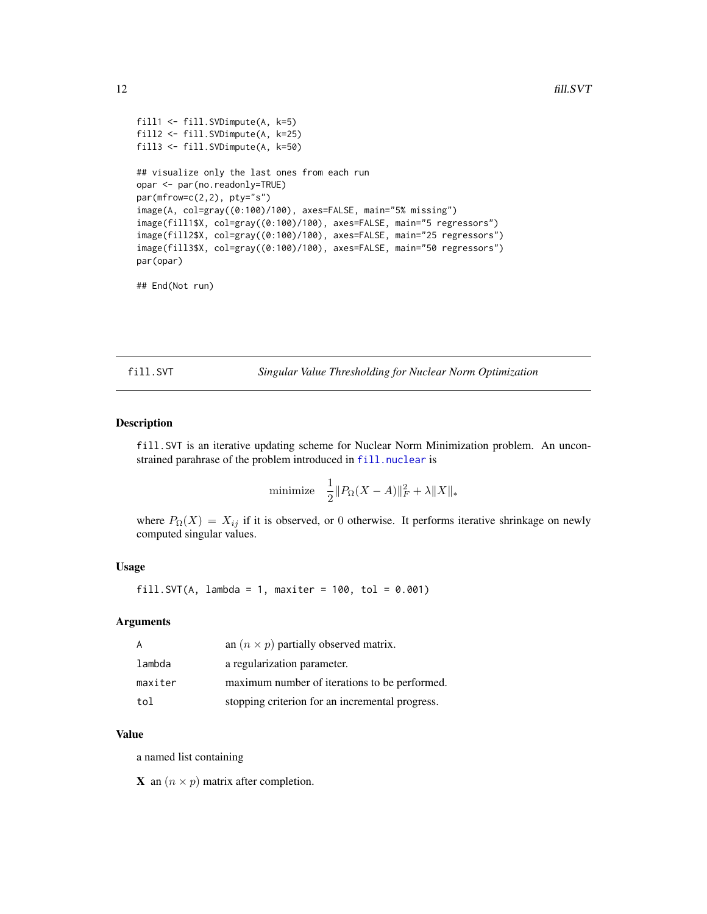```
fill1 <- fill.SVDimpute(A, k=5)
fill2 <- fill.SVDimpute(A, k=25)
fill3 <- fill.SVDimpute(A, k=50)

## visualize only the last ones from each run
opar <- par(no.readonly=TRUE)
par(mfrow=c(2,2), pty="s")
image(A, col=gray((0:100)/100), axes=FALSE, main="5% missing")
image(fill1$X, col=gray((0:100)/100), axes=FALSE, main="5 regressors")
image(fill2$X, col=gray((0:100)/100), axes=FALSE, main="25 regressors")
image(fill3$X, col=gray((0:100)/100), axes=FALSE, main="50 regressors")
par(opar)

## End(Not run)
```

---

## fill.SVT — *Singular Value Thresholding for Nuclear Norm Optimization*

---

### Description

`fill.SVT` is an iterative updating scheme for Nuclear Norm Minimization problem. An unconstrained parahrase of the problem introduced in `fill.nuclear` is

$$\text{minimize} \quad \frac{1}{2}\|P_\Omega(X - A)\|_F^2 + \lambda\|X\|_*$$

where $P_\Omega(X) = X_{ij}$ if it is observed, or $0$ otherwise. It performs iterative shrinkage on newly computed singular values.

### Usage

```
fill.SVT(A, lambda = 1, maxiter = 100, tol = 0.001)
```

### Arguments

| | |
|---|---|
| `A` | an $(n \times p)$ partially observed matrix. |
| `lambda` | a regularization parameter. |
| `maxiter` | maximum number of iterations to be performed. |
| `tol` | stopping criterion for an incremental progress. |

### Value

a named list containing

**X** an $(n \times p)$ matrix after completion.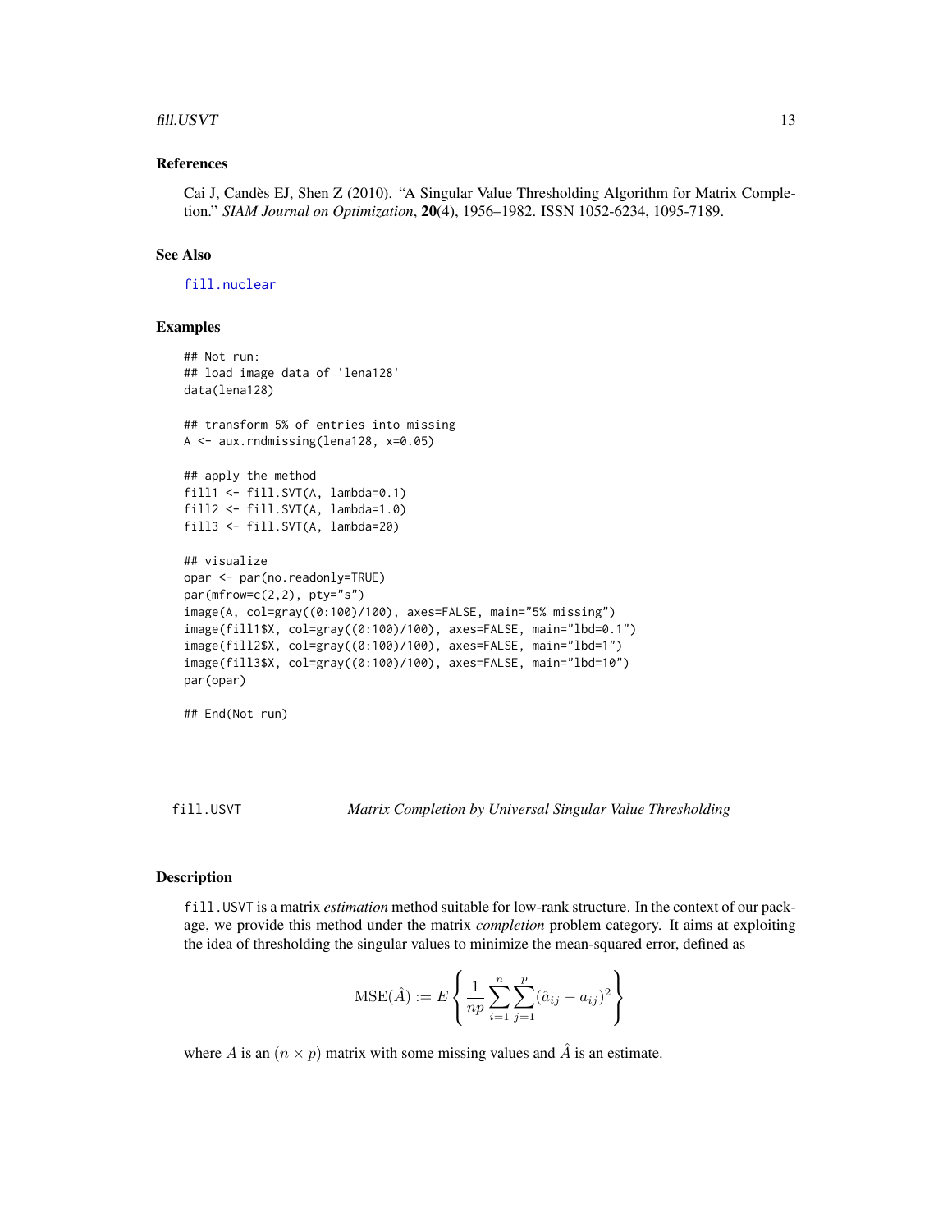### References

Cai J, Candès EJ, Shen Z (2010). "A Singular Value Thresholding Algorithm for Matrix Completion." *SIAM Journal on Optimization*, **20**(4), 1956–1982. ISSN 1052-6234, 1095-7189.

### See Also

fill.nuclear

### Examples

```
## Not run:
## load image data of 'lena128'
data(lena128)

## transform 5% of entries into missing
A <- aux.rndmissing(lena128, x=0.05)

## apply the method
fill1 <- fill.SVT(A, lambda=0.1)
fill2 <- fill.SVT(A, lambda=1.0)
fill3 <- fill.SVT(A, lambda=20)

## visualize
opar <- par(no.readonly=TRUE)
par(mfrow=c(2,2), pty="s")
image(A, col=gray((0:100)/100), axes=FALSE, main="5% missing")
image(fill1$X, col=gray((0:100)/100), axes=FALSE, main="lbd=0.1")
image(fill2$X, col=gray((0:100)/100), axes=FALSE, main="lbd=1")
image(fill3$X, col=gray((0:100)/100), axes=FALSE, main="lbd=10")
par(opar)

## End(Not run)
```

---

## fill.USVT — *Matrix Completion by Universal Singular Value Thresholding*

### Description

fill.USVT is a matrix *estimation* method suitable for low-rank structure. In the context of our package, we provide this method under the matrix *completion* problem category. It aims at exploiting the idea of thresholding the singular values to minimize the mean-squared error, defined as

$$\mathrm{MSE}(\hat{A}) := E\left\{ \frac{1}{np} \sum_{i=1}^{n} \sum_{j=1}^{p} (\hat{a}_{ij} - a_{ij})^2 \right\}$$

where $A$ is an $(n \times p)$ matrix with some missing values and $\hat{A}$ is an estimate.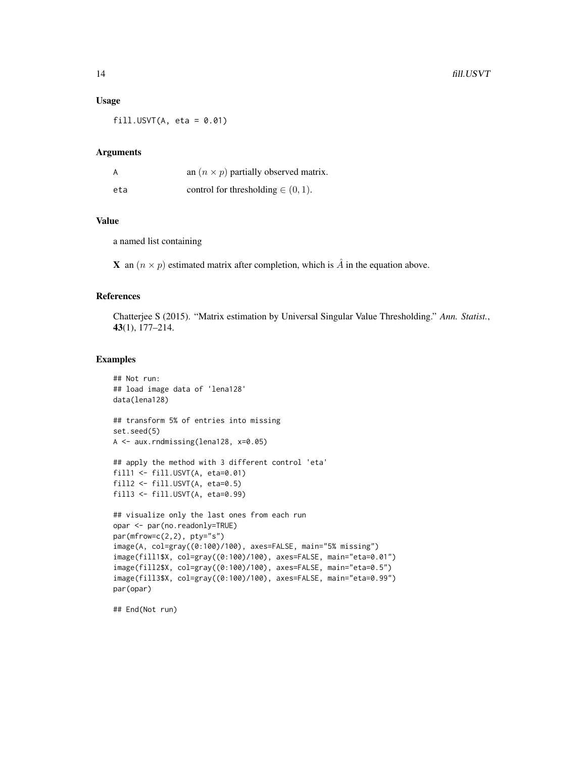### Usage

```
fill.USVT(A, eta = 0.01)
```

### Arguments

| | |
|---|---|
| A | an $(n \times p)$ partially observed matrix. |
| eta | control for thresholding $\in (0, 1)$. |

### Value

a named list containing

**X** an $(n \times p)$ estimated matrix after completion, which is $\hat{A}$ in the equation above.

### References

Chatterjee S (2015). "Matrix estimation by Universal Singular Value Thresholding." *Ann. Statist.*, **43**(1), 177–214.

### Examples

```
## Not run:
## load image data of 'lena128'
data(lena128)

## transform 5% of entries into missing
set.seed(5)
A <- aux.rndmissing(lena128, x=0.05)

## apply the method with 3 different control 'eta'
fill1 <- fill.USVT(A, eta=0.01)
fill2 <- fill.USVT(A, eta=0.5)
fill3 <- fill.USVT(A, eta=0.99)

## visualize only the last ones from each run
opar <- par(no.readonly=TRUE)
par(mfrow=c(2,2), pty="s")
image(A, col=gray((0:100)/100), axes=FALSE, main="5% missing")
image(fill1$X, col=gray((0:100)/100), axes=FALSE, main="eta=0.01")
image(fill2$X, col=gray((0:100)/100), axes=FALSE, main="eta=0.5")
image(fill3$X, col=gray((0:100)/100), axes=FALSE, main="eta=0.99")
par(opar)

## End(Not run)
```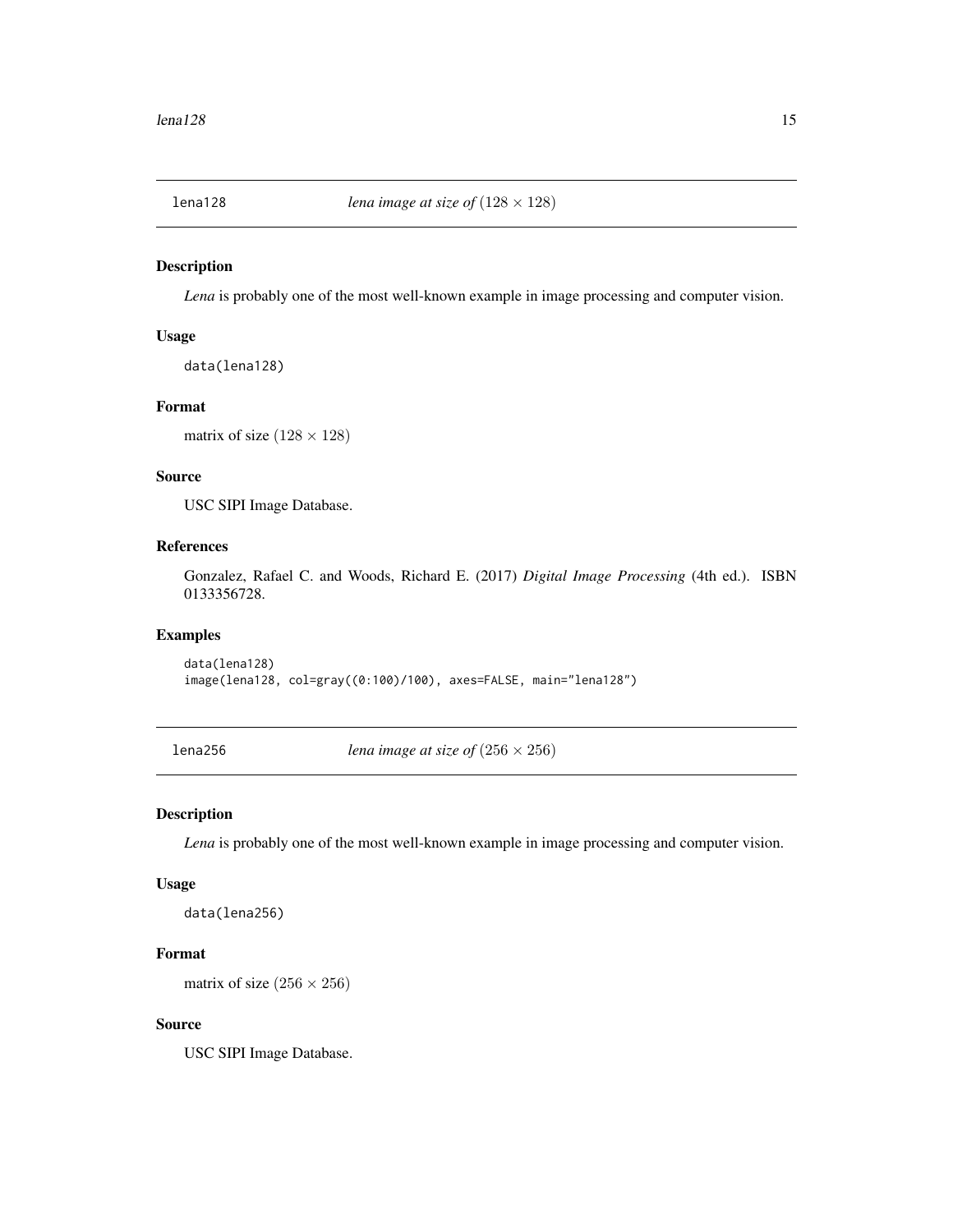## lena128 — *lena image at size of* $(128 \times 128)$

### Description

*Lena* is probably one of the most well-known example in image processing and computer vision.

### Usage

```
data(lena128)
```

### Format

matrix of size $(128 \times 128)$

### Source

USC SIPI Image Database.

### References

Gonzalez, Rafael C. and Woods, Richard E. (2017) *Digital Image Processing* (4th ed.). ISBN 0133356728.

### Examples

```
data(lena128)
image(lena128, col=gray((0:100)/100), axes=FALSE, main="lena128")
```

## lena256 — *lena image at size of* $(256 \times 256)$

### Description

*Lena* is probably one of the most well-known example in image processing and computer vision.

### Usage

```
data(lena256)
```

### Format

matrix of size $(256 \times 256)$

### Source

USC SIPI Image Database.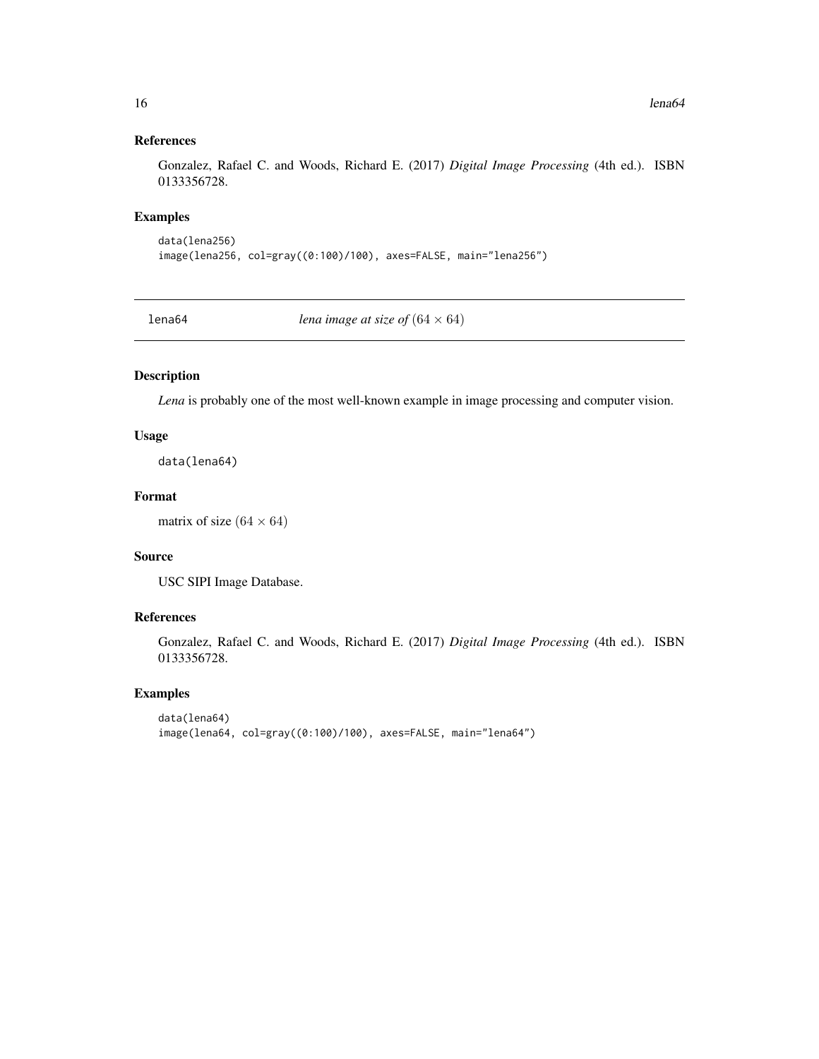### References

Gonzalez, Rafael C. and Woods, Richard E. (2017) *Digital Image Processing* (4th ed.). ISBN 0133356728.

### Examples

```
data(lena256)
image(lena256, col=gray((0:100)/100), axes=FALSE, main="lena256")
```

## lena64 *lena image at size of* $(64 \times 64)$

### Description

*Lena* is probably one of the most well-known example in image processing and computer vision.

### Usage

```
data(lena64)
```

### Format

matrix of size $(64 \times 64)$

### Source

USC SIPI Image Database.

### References

Gonzalez, Rafael C. and Woods, Richard E. (2017) *Digital Image Processing* (4th ed.). ISBN 0133356728.

### Examples

```
data(lena64)
image(lena64, col=gray((0:100)/100), axes=FALSE, main="lena64")
```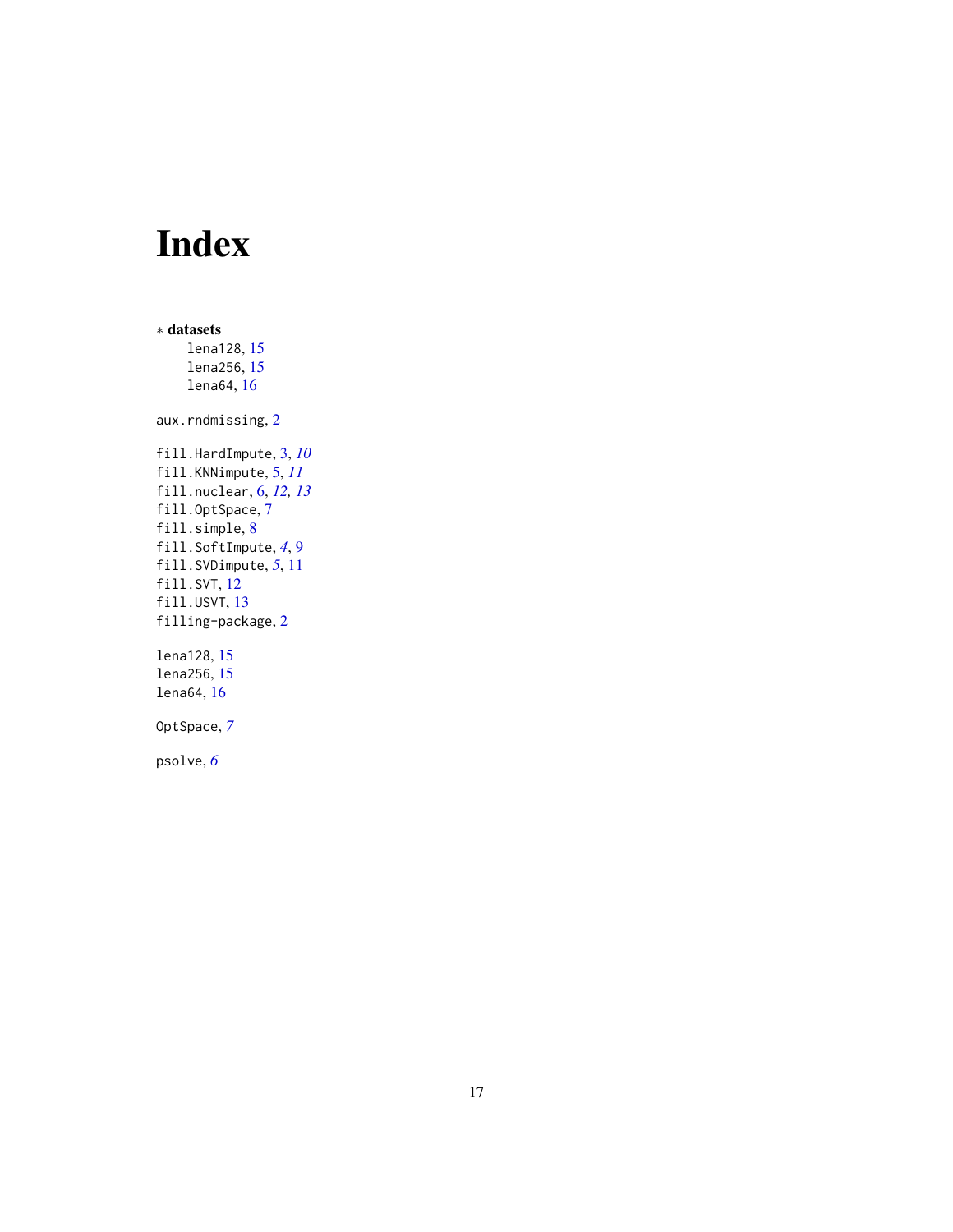# Index

∗ **datasets**

- lena128, 15
- lena256, 15
- lena64, 16

aux.rndmissing, 2

fill.HardImpute, 3, *10*
fill.KNNimpute, 5, *11*
fill.nuclear, 6, *12, 13*
fill.OptSpace, 7
fill.simple, 8
fill.SoftImpute, *4*, 9
fill.SVDimpute, *5*, 11
fill.SVT, 12
fill.USVT, 13
filling-package, 2

lena128, 15
lena256, 15
lena64, 16

OptSpace, *7*

psolve, *6*